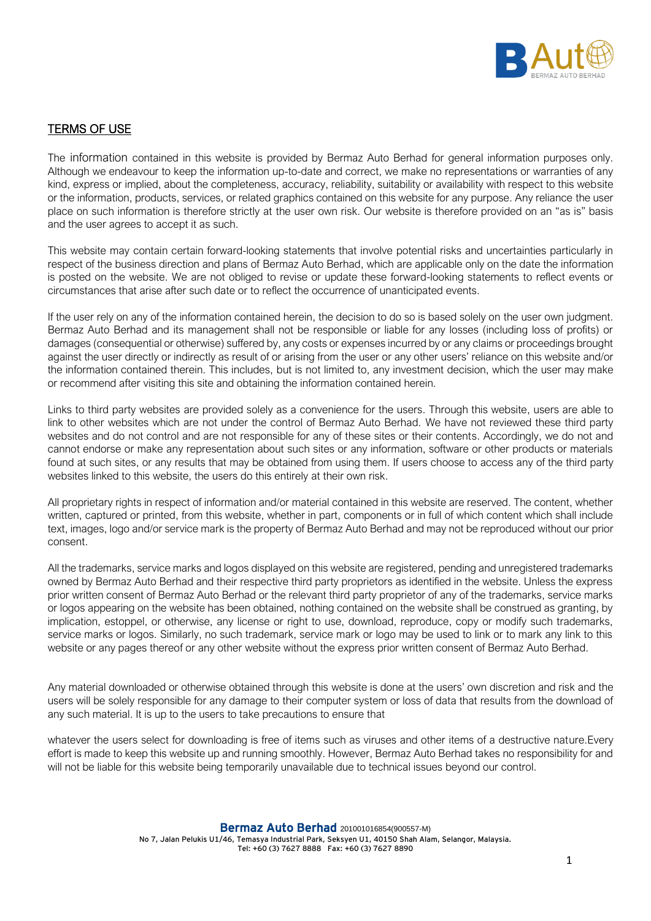## TERMS OF USE

The information contained in this website is provided by Bermaz Auto Berhad for general information purposes only. Although we endeavour to keep the information up-to-date and correct, we make no representations or warranties of any kind, express or implied, about the completeness, accuracy, reliability, suitability or availability with respect to this website or the information, products, services, or related graphics contained on this website for any purpose. Any reliance the user place on such information is therefore strictly at the user own risk. Our website is therefore provided on an "as is" basis and the user agrees to accept it as such.

This website may contain certain forward-looking statements that involve potential risks and uncertainties particularly in respect of the business direction and plans of Bermaz Auto Berhad, which are applicable only on the date the information is posted on the website. We are not obliged to revise or update these forward-looking statements to reflect events or circumstances that arise after such date or to reflect the occurrence of unanticipated events.

If the user rely on any of the information contained herein, the decision to do so is based solely on the user own judgment. Bermaz Auto Berhad and its management shall not be responsible or liable for any losses (including loss of profits) or damages (consequential or otherwise) suffered by, any costs or expenses incurred by or any claims or proceedings brought against the user directly or indirectly as result of or arising from the user or any other users' reliance on this website and/or the information contained therein. This includes, but is not limited to, any investment decision, which the user may make or recommend after visiting this site and obtaining the information contained herein.

Links to third party websites are provided solely as a convenience for the users. Through this website, users are able to link to other websites which are not under the control of Bermaz Auto Berhad. We have not reviewed these third party websites and do not control and are not responsible for any of these sites or their contents. Accordingly, we do not and cannot endorse or make any representation about such sites or any information, software or other products or materials found at such sites, or any results that may be obtained from using them. If users choose to access any of the third party websites linked to this website, the users do this entirely at their own risk.

All proprietary rights in respect of information and/or material contained in this website are reserved. The content, whether written, captured or printed, from this website, whether in part, components or in full of which content which shall include text, images, logo and/or service mark is the property of Bermaz Auto Berhad and may not be reproduced without our prior consent.

All the trademarks, service marks and logos displayed on this website are registered, pending and unregistered trademarks owned by Bermaz Auto Berhad and their respective third party proprietors as identified in the website. Unless the express prior written consent of Bermaz Auto Berhad or the relevant third party proprietor of any of the trademarks, service marks or logos appearing on the website has been obtained, nothing contained on the website shall be construed as granting, by implication, estoppel, or otherwise, any license or right to use, download, reproduce, copy or modify such trademarks, service marks or logos. Similarly, no such trademark, service mark or logo may be used to link or to mark any link to this website or any pages thereof or any other website without the express prior written consent of Bermaz Auto Berhad.

Any material downloaded or otherwise obtained through this website is done at the users' own discretion and risk and the users will be solely responsible for any damage to their computer system or loss of data that results from the download of any such material. It is up to the users to take precautions to ensure that

whatever the users select for downloading is free of items such as viruses and other items of a destructive nature.Every effort is made to keep this website up and running smoothly. However, Bermaz Auto Berhad takes no responsibility for and will not be liable for this website being temporarily unavailable due to technical issues beyond our control.

**Bermaz Auto Berhad** 201001016854(900557-M)
No 7, Jalan Pelukis U1/46, Temasya Industrial Park, Seksyen U1, 40150 Shah Alam, Selangor, Malaysia.
Tel: +60 (3) 7627 8888 Fax: +60 (3) 7627 8890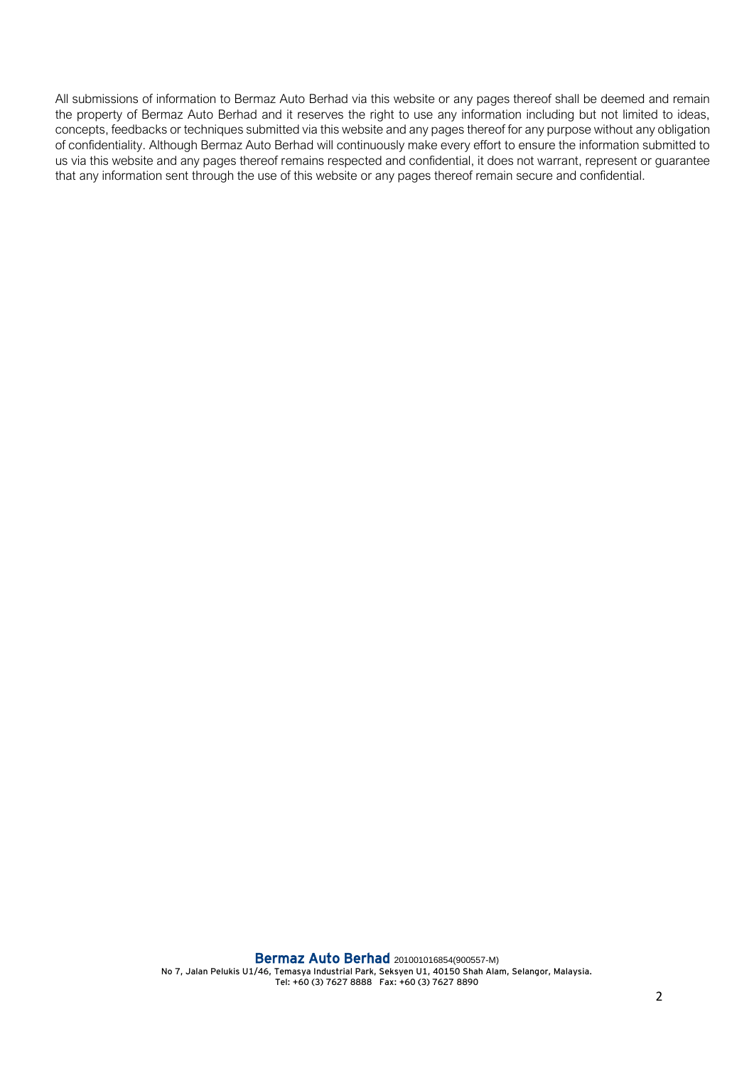All submissions of information to Bermaz Auto Berhad via this website or any pages thereof shall be deemed and remain the property of Bermaz Auto Berhad and it reserves the right to use any information including but not limited to ideas, concepts, feedbacks or techniques submitted via this website and any pages thereof for any purpose without any obligation of confidentiality. Although Bermaz Auto Berhad will continuously make every effort to ensure the information submitted to us via this website and any pages thereof remains respected and confidential, it does not warrant, represent or guarantee that any information sent through the use of this website or any pages thereof remain secure and confidential.